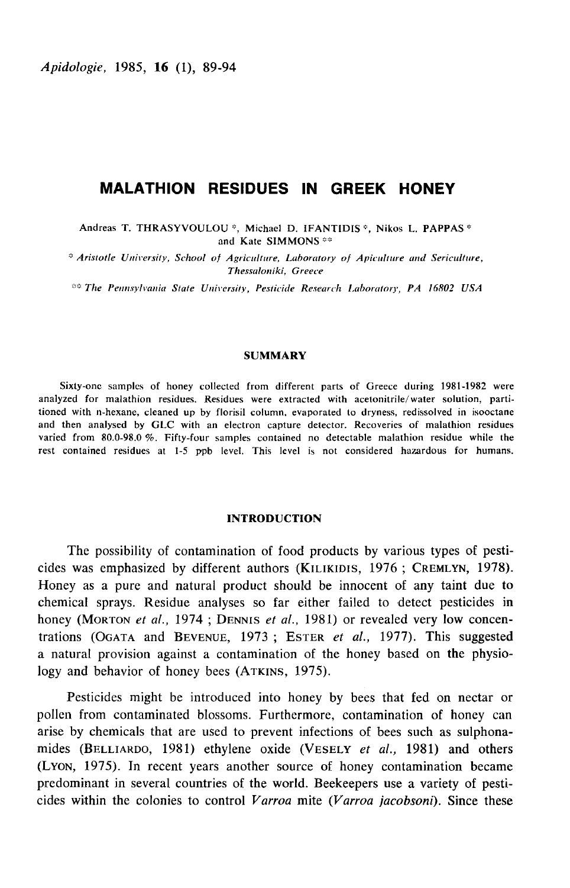# MALATHION RESIDUES IN GREEK HONEY

Andreas T. THRASYVOULOU [*], Michael D. IFANTIDIS [*], Nikos L. PAPPAS [*] and Kate SIMMONS [**]

[*] *Aristotle University, School of Agriculture, Laboratory of Apiculture and Sericulture, Thessaloniki, Greece*

[**] *The Pennsylvania State University, Pesticide Research Laboratory, PA 16802 USA*

## SUMMARY

Sixty-one samples of honey collected from different parts of Greece during 1981-1982 were analyzed for malathion residues. Residues were extracted with acetonitrile/water solution, partitioned with n-hexane, cleaned up by florisil column, evaporated to dryness, redissolved in isooctane and then analysed by GLC with an electron capture detector. Recoveries of malathion residues varied from 80.0-98.0 %. Fifty-four samples contained no detectable malathion residue while the rest contained residues at 1-5 ppb level. This level is not considered hazardous for humans.

## INTRODUCTION

The possibility of contamination of food products by various types of pesticides was emphasized by different authors (KILIKIDIS, 1976 ; CREMLYN, 1978). Honey as a pure and natural product should be innocent of any taint due to chemical sprays. Residue analyses so far either failed to detect pesticides in honey (MORTON *et al.*, 1974 ; DENNIS *et al.*, 1981) or revealed very low concentrations (OGATA and BEVENUE, 1973 ; ESTER *et al.*, 1977). This suggested a natural provision against a contamination of the honey based on the physiology and behavior of honey bees (ATKINS, 1975).

Pesticides might be introduced into honey by bees that fed on nectar or pollen from contaminated blossoms. Furthermore, contamination of honey can arise by chemicals that are used to prevent infections of bees such as sulphonamides (BELLIARDO, 1981) ethylene oxide (VESELY *et al.*, 1981) and others (LYON, 1975). In recent years another source of honey contamination became predominant in several countries of the world. Beekeepers use a variety of pesticides within the colonies to control *Varroa* mite (*Varroa jacobsoni*). Since these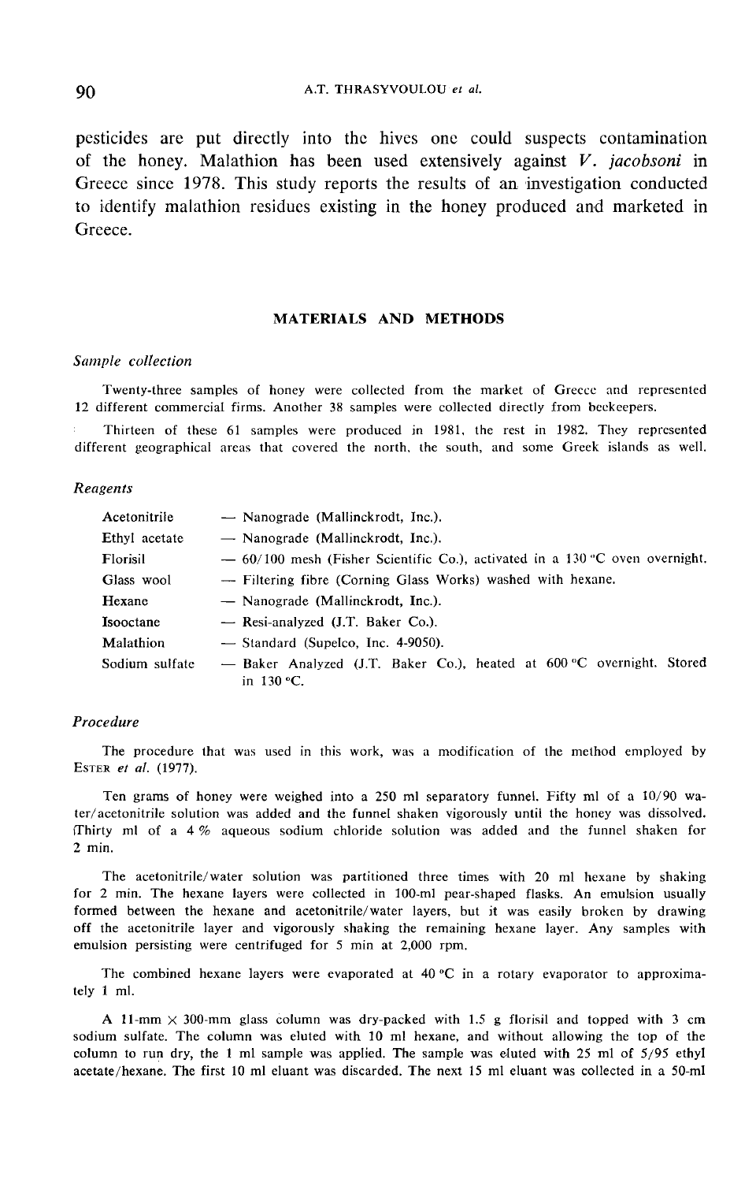pesticides are put directly into the hives one could suspects contamination of the honey. Malathion has been used extensively against *V. jacobsoni* in Greece since 1978. This study reports the results of an investigation conducted to identify malathion residues existing in the honey produced and marketed in Greece.

## MATERIALS AND METHODS

### *Sample collection*

Twenty-three samples of honey were collected from the market of Greece and represented 12 different commercial firms. Another 38 samples were collected directly from beekeepers.

Thirteen of these 61 samples were produced in 1981, the rest in 1982. They represented different geographical areas that covered the north, the south, and some Greek islands as well.

### *Reagents*

| | |
|---|---|
| Acetonitrile | — Nanograde (Mallinckrodt, Inc.). |
| Ethyl acetate | — Nanograde (Mallinckrodt, Inc.). |
| Florisil | — 60/100 mesh (Fisher Scientific Co.), activated in a 130 °C oven overnight. |
| Glass wool | — Filtering fibre (Corning Glass Works) washed with hexane. |
| Hexane | — Nanograde (Mallinckrodt, Inc.). |
| Isooctane | — Resi-analyzed (J.T. Baker Co.). |
| Malathion | — Standard (Supelco, Inc. 4-9050). |
| Sodium sulfate | — Baker Analyzed (J.T. Baker Co.), heated at 600 °C overnight. Stored in 130 °C. |

### *Procedure*

The procedure that was used in this work, was a modification of the method employed by Ester *et al.* (1977).

Ten grams of honey were weighed into a 250 ml separatory funnel. Fifty ml of a 10/90 water/acetonitrile solution was added and the funnel shaken vigorously until the honey was dissolved. Thirty ml of a 4 % aqueous sodium chloride solution was added and the funnel shaken for 2 min.

The acetonitrile/water solution was partitioned three times with 20 ml hexane by shaking for 2 min. The hexane layers were collected in 100-ml pear-shaped flasks. An emulsion usually formed between the hexane and acetonitrile/water layers, but it was easily broken by drawing off the acetonitrile layer and vigorously shaking the remaining hexane layer. Any samples with emulsion persisting were centrifuged for 5 min at 2,000 rpm.

The combined hexane layers were evaporated at 40 °C in a rotary evaporator to approximately 1 ml.

A 11-mm × 300-mm glass column was dry-packed with 1.5 g florisil and topped with 3 cm sodium sulfate. The column was eluted with 10 ml hexane, and without allowing the top of the column to run dry, the 1 ml sample was applied. The sample was eluted with 25 ml of 5/95 ethyl acetate/hexane. The first 10 ml eluant was discarded. The next 15 ml eluant was collected in a 50-ml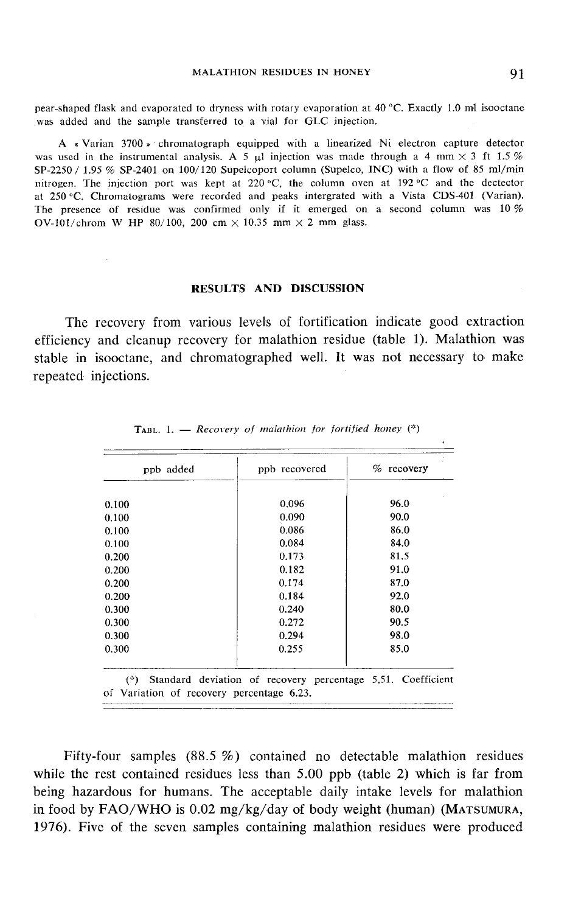pear-shaped flask and evaporated to dryness with rotary evaporation at 40 °C. Exactly 1.0 ml isooctane was added and the sample transferred to a vial for GLC injection.

A « Varian 3700 » chromatograph equipped with a linearized Ni electron capture detector was used in the instrumental analysis. A 5 µl injection was made through a 4 mm × 3 ft 1.5 % SP-2250 / 1.95 % SP-2401 on 100/120 Supelcoport column (Supelco, INC) with a flow of 85 ml/min nitrogen. The injection port was kept at 220 °C, the column oven at 192 °C and the dectector at 250 °C. Chromatograms were recorded and peaks intergrated with a Vista CDS-401 (Varian). The presence of residue was confirmed only if it emerged on a second column was 10 % OV-101/chrom W HP 80/100, 200 cm × 10.35 mm × 2 mm glass.

## RESULTS AND DISCUSSION

The recovery from various levels of fortification indicate good extraction efficiency and cleanup recovery for malathion residue (table 1). Malathion was stable in isooctane, and chromatographed well. It was not necessary to make repeated injections.

TABL. 1. — *Recovery of malathion for fortified honey* (*)

| ppb added | ppb recovered | % recovery |
|---|---|---|
| 0.100 | 0.096 | 96.0 |
| 0.100 | 0.090 | 90.0 |
| 0.100 | 0.086 | 86.0 |
| 0.100 | 0.084 | 84.0 |
| 0.200 | 0.173 | 81.5 |
| 0.200 | 0.182 | 91.0 |
| 0.200 | 0.174 | 87.0 |
| 0.200 | 0.184 | 92.0 |
| 0.300 | 0.240 | 80.0 |
| 0.300 | 0.272 | 90.5 |
| 0.300 | 0.294 | 98.0 |
| 0.300 | 0.255 | 85.0 |

(*) Standard deviation of recovery percentage 5,51. Coefficient of Variation of recovery percentage 6.23.

Fifty-four samples (88.5 %) contained no detectable malathion residues while the rest contained residues less than 5.00 ppb (table 2) which is far from being hazardous for humans. The acceptable daily intake levels for malathion in food by FAO/WHO is 0.02 mg/kg/day of body weight (human) (MATSUMURA, 1976). Five of the seven samples containing malathion residues were produced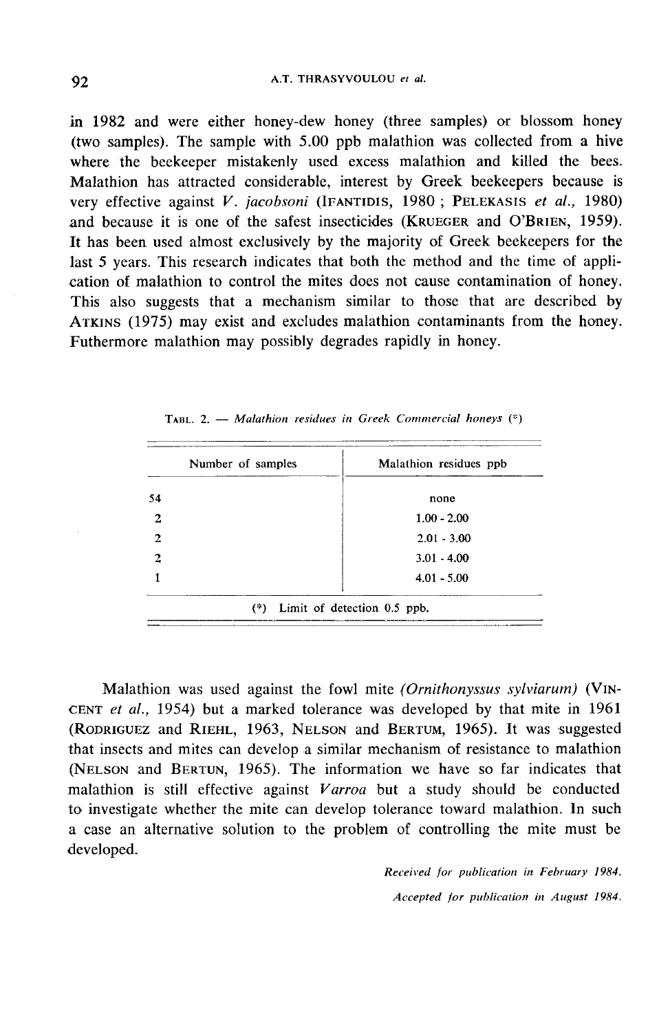in 1982 and were either honey-dew honey (three samples) or blossom honey (two samples). The sample with 5.00 ppb malathion was collected from a hive where the beekeeper mistakenly used excess malathion and killed the bees. Malathion has attracted considerable, interest by Greek beekeepers because is very effective against *V. jacobsoni* (IFANTIDIS, 1980 ; PELEKASIS *et al.*, 1980) and because it is one of the safest insecticides (KRUEGER and O'BRIEN, 1959). It has been used almost exclusively by the majority of Greek beekeepers for the last 5 years. This research indicates that both the method and the time of application of malathion to control the mites does not cause contamination of honey. This also suggests that a mechanism similar to those that are described by ATKINS (1975) may exist and excludes malathion contaminants from the honey. Futhermore malathion may possibly degrades rapidly in honey.

TABL. 2. — *Malathion residues in Greek Commercial honeys* (*)

| Number of samples | Malathion residues ppb |
|---|---|
| 54 | none |
| 2 | 1.00 - 2.00 |
| 2 | 2.01 - 3.00 |
| 2 | 3.01 - 4.00 |
| 1 | 4.01 - 5.00 |

(*) Limit of detection 0.5 ppb.

Malathion was used against the fowl mite *(Ornithonyssus sylviarum)* (VINCENT *et al.*, 1954) but a marked tolerance was developed by that mite in 1961 (RODRIGUEZ and RIEHL, 1963, NELSON and BERTUM, 1965). It was suggested that insects and mites can develop a similar mechanism of resistance to malathion (NELSON and BERTUN, 1965). The information we have so far indicates that malathion is still effective against *Varroa* but a study should be conducted to investigate whether the mite can develop tolerance toward malathion. In such a case an alternative solution to the problem of controlling the mite must be developed.

*Received for publication in February 1984.*

*Accepted for publication in August 1984.*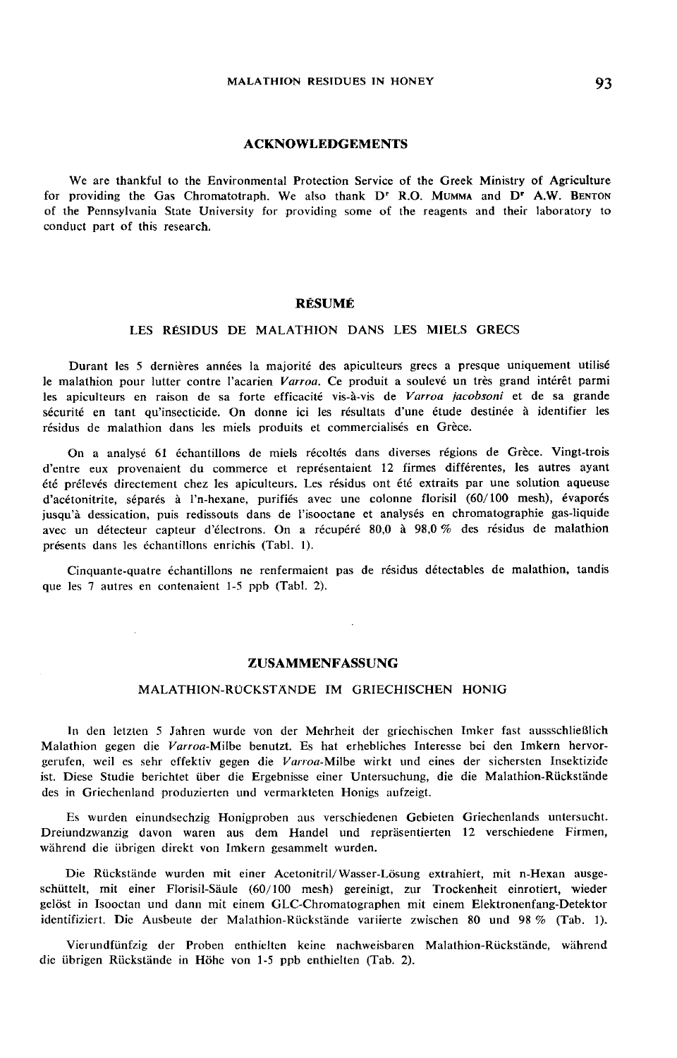## ACKNOWLEDGEMENTS

We are thankful to the Environmental Protection Service of the Greek Ministry of Agriculture for providing the Gas Chromatotraph. We also thank Dr R.O. Mumma and Dr A.W. Benton of the Pennsylvania State University for providing some of the reagents and their laboratory to conduct part of this research.

## RÉSUMÉ

### LES RÉSIDUS DE MALATHION DANS LES MIELS GRECS

Durant les 5 dernières années la majorité des apiculteurs grecs a presque uniquement utilisé le malathion pour lutter contre l'acarien *Varroa*. Ce produit a soulevé un très grand intérêt parmi les apiculteurs en raison de sa forte efficacité vis-à-vis de *Varroa jacobsoni* et de sa grande sécurité en tant qu'insecticide. On donne ici les résultats d'une étude destinée à identifier les résidus de malathion dans les miels produits et commercialisés en Grèce.

On a analysé 61 échantillons de miels récoltés dans diverses régions de Grèce. Vingt-trois d'entre eux provenaient du commerce et représentaient 12 firmes différentes, les autres ayant été prélevés directement chez les apiculteurs. Les résidus ont été extraits par une solution aqueuse d'acétonitrite, séparés à l'n-hexane, purifiés avec une colonne florisil (60/100 mesh), évaporés jusqu'à dessication, puis redissouts dans de l'isooctane et analysés en chromatographie gas-liquide avec un détecteur capteur d'électrons. On a récupéré 80,0 à 98,0 % des résidus de malathion présents dans les échantillons enrichis (Tabl. 1).

Cinquante-quatre échantillons ne renfermaient pas de résidus détectables de malathion, tandis que les 7 autres en contenaient 1-5 ppb (Tabl. 2).

## ZUSAMMENFASSUNG

### MALATHION-RÜCKSTÄNDE IM GRIECHISCHEN HONIG

In den letzten 5 Jahren wurde von der Mehrheit der griechischen Imker fast aussschließlich Malathion gegen die *Varroa*-Milbe benutzt. Es hat erhebliches Interesse bei den Imkern hervorgerufen, weil es sehr effektiv gegen die *Varroa*-Milbe wirkt und eines der sichersten Insektizide ist. Diese Studie berichtet über die Ergebnisse einer Untersuchung, die die Malathion-Rückstände des in Griechenland produzierten und vermarkteten Honigs aufzeigt.

Es wurden einundsechzig Honigproben aus verschiedenen Gebieten Griechenlands untersucht. Dreiundzwanzig davon waren aus dem Handel und repräsentierten 12 verschiedene Firmen, während die übrigen direkt von Imkern gesammelt wurden.

Die Rückstände wurden mit einer Acetonitril/Wasser-Lösung extrahiert, mit n-Hexan ausgeschüttelt, mit einer Florisil-Säule (60/100 mesh) gereinigt, zur Trockenheit einrotiert, wieder gelöst in Isooctan und dann mit einem GLC-Chromatographen mit einem Elektronenfang-Detektor identifiziert. Die Ausbeute der Malathion-Rückstände variierte zwischen 80 und 98 % (Tab. 1).

Vierundfünfzig der Proben enthielten keine nachweisbaren Malathion-Rückstände, während die übrigen Rückstände in Höhe von 1-5 ppb enthielten (Tab. 2).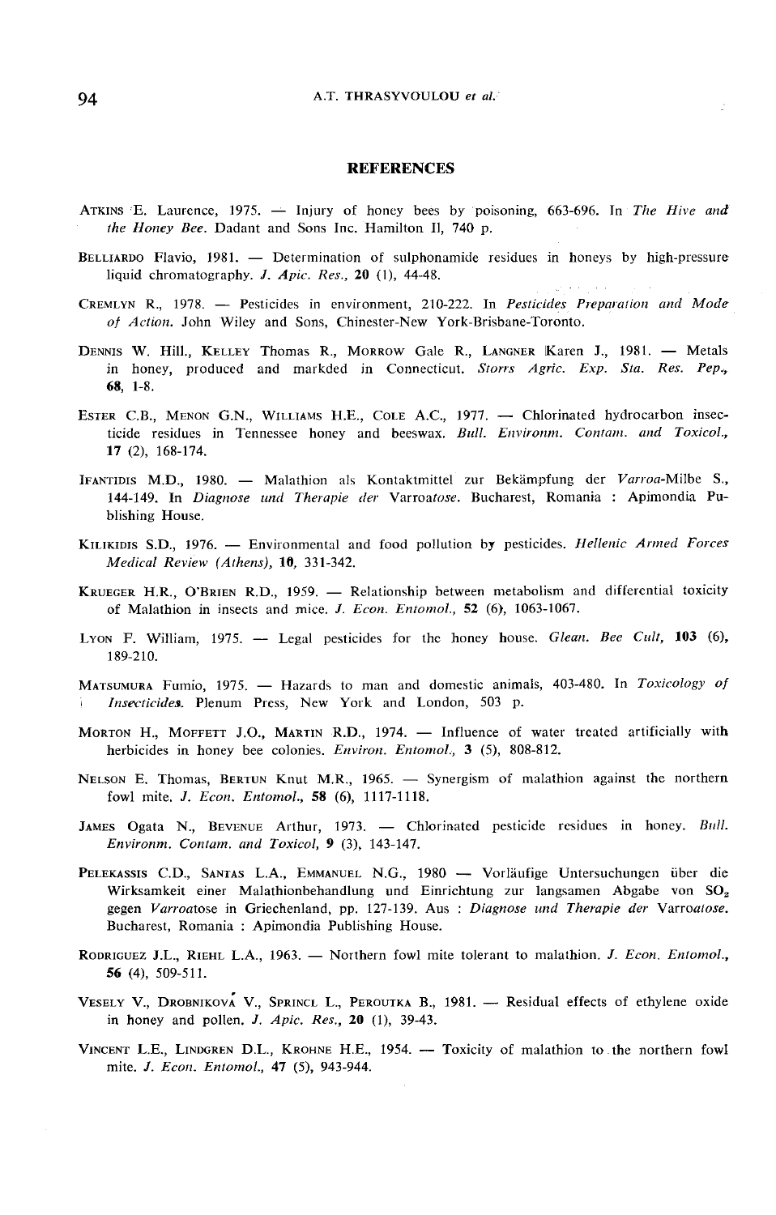## REFERENCES

ATKINS E. Laurence, 1975. — Injury of honey bees by poisoning, 663-696. In *The Hive and the Honey Bee*. Dadant and Sons Inc. Hamilton Il, 740 p.

BELLIARDO Flavio, 1981. — Determination of sulphonamide residues in honeys by high-pressure liquid chromatography. *J. Apic. Res.*, **20** (1), 44-48.

CREMLYN R., 1978. — Pesticides in environment, 210-222. In *Pesticides Preparation and Mode of Action*. John Wiley and Sons, Chinester-New York-Brisbane-Toronto.

DENNIS W. Hill., KELLEY Thomas R., MORROW Gale R., LANGNER Karen J., 1981. — Metals in honey, produced and markded in Connecticut. *Storrs Agric. Exp. Sta. Res. Pep.*, **68**, 1-8.

ESTER C.B., MENON G.N., WILLIAMS H.E., COLE A.C., 1977. — Chlorinated hydrocarbon insecticide residues in Tennessee honey and beeswax. *Bull. Environm. Contam. and Toxicol.*, **17** (2), 168-174.

IFANTIDIS M.D., 1980. — Malathion als Kontaktmittel zur Bekämpfung der *Varroa*-Milbe S., 144-149. In *Diagnose und Therapie der* Varroa*tose*. Bucharest, Romania : Apimondia Publishing House.

KILIKIDIS S.D., 1976. — Environmental and food pollution by pesticides. *Hellenic Armed Forces Medical Review (Athens)*, **10**, 331-342.

KRUEGER H.R., O'BRIEN R.D., 1959. — Relationship between metabolism and differential toxicity of Malathion in insects and mice. *J. Econ. Entomol.*, **52** (6), 1063-1067.

LYON F. William, 1975. — Legal pesticides for the honey house. *Glean. Bee Cult*, **103** (6), 189-210.

MATSUMURA Fumio, 1975. — Hazards to man and domestic animals, 403-480. In *Toxicology of Insecticides*. Plenum Press, New York and London, 503 p.

MORTON H., MOFFETT J.O., MARTIN R.D., 1974. — Influence of water treated artificially with herbicides in honey bee colonies. *Environ. Entomol.*, **3** (5), 808-812.

NELSON E. Thomas, BERTUN Knut M.R., 1965. — Synergism of malathion against the northern fowl mite. *J. Econ. Entomol.*, **58** (6), 1117-1118.

JAMES Ogata N., BEVENUE Arthur, 1973. — Chlorinated pesticide residues in honey. *Bull. Environm. Contam. and Toxicol*, **9** (3), 143-147.

PELEKASSIS C.D., SANTAS L.A., EMMANUEL N.G., 1980 — Vorläufige Untersuchungen über die Wirksamkeit einer Malathionbehandlung und Einrichtung zur langsamen Abgabe von $SO_2$ gegen *Varroa*tose in Griechenland, pp. 127-139. Aus : *Diagnose und Therapie der* Varroa*tose*. Bucharest, Romania : Apimondia Publishing House.

RODRIGUEZ J.L., RIEHL L.A., 1963. — Northern fowl mite tolerant to malathion. *J. Econ. Entomol.*, **56** (4), 509-511.

VESELY V., DROBNIKOVÁ V., SPRINCL L., PEROUTKA B., 1981. — Residual effects of ethylene oxide in honey and pollen. *J. Apic. Res.*, **20** (1), 39-43.

VINCENT L.E., LINDGREN D.L., KROHNE H.E., 1954. — Toxicity of malathion to the northern fowl mite. *J. Econ. Entomol.*, **47** (5), 943-944.